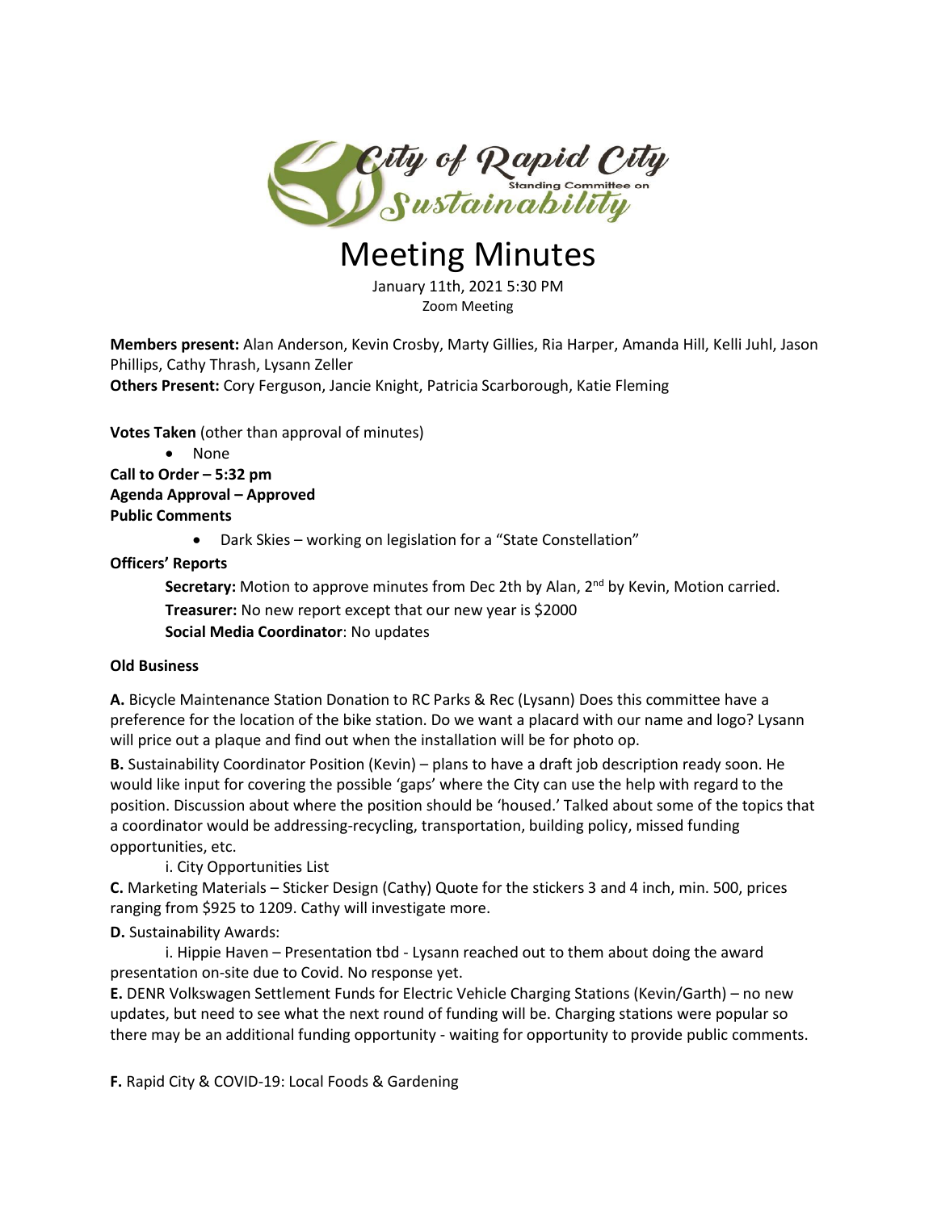City of Rapid City
Standing Committee on
Sustainability

# Meeting Minutes

January 11th, 2021 5:30 PM
Zoom Meeting

**Members present:** Alan Anderson, Kevin Crosby, Marty Gillies, Ria Harper, Amanda Hill, Kelli Juhl, Jason Phillips, Cathy Thrash, Lysann Zeller
**Others Present:** Cory Ferguson, Jancie Knight, Patricia Scarborough, Katie Fleming

**Votes Taken** (other than approval of minutes)

- None

**Call to Order – 5:32 pm**
**Agenda Approval – Approved**
**Public Comments**

- Dark Skies – working on legislation for a "State Constellation"

**Officers' Reports**

**Secretary:** Motion to approve minutes from Dec 2th by Alan, 2nd by Kevin, Motion carried.
**Treasurer:** No new report except that our new year is $2000
**Social Media Coordinator**: No updates

**Old Business**

**A.** Bicycle Maintenance Station Donation to RC Parks & Rec (Lysann) Does this committee have a preference for the location of the bike station. Do we want a placard with our name and logo? Lysann will price out a plaque and find out when the installation will be for photo op.

**B.** Sustainability Coordinator Position (Kevin) – plans to have a draft job description ready soon. He would like input for covering the possible 'gaps' where the City can use the help with regard to the position. Discussion about where the position should be 'housed.' Talked about some of the topics that a coordinator would be addressing-recycling, transportation, building policy, missed funding opportunities, etc.

i. City Opportunities List

**C.** Marketing Materials – Sticker Design (Cathy) Quote for the stickers 3 and 4 inch, min. 500, prices ranging from $925 to 1209. Cathy will investigate more.

**D.** Sustainability Awards:

i. Hippie Haven – Presentation tbd - Lysann reached out to them about doing the award presentation on-site due to Covid. No response yet.

**E.** DENR Volkswagen Settlement Funds for Electric Vehicle Charging Stations (Kevin/Garth) – no new updates, but need to see what the next round of funding will be. Charging stations were popular so there may be an additional funding opportunity - waiting for opportunity to provide public comments.

**F.** Rapid City & COVID-19: Local Foods & Gardening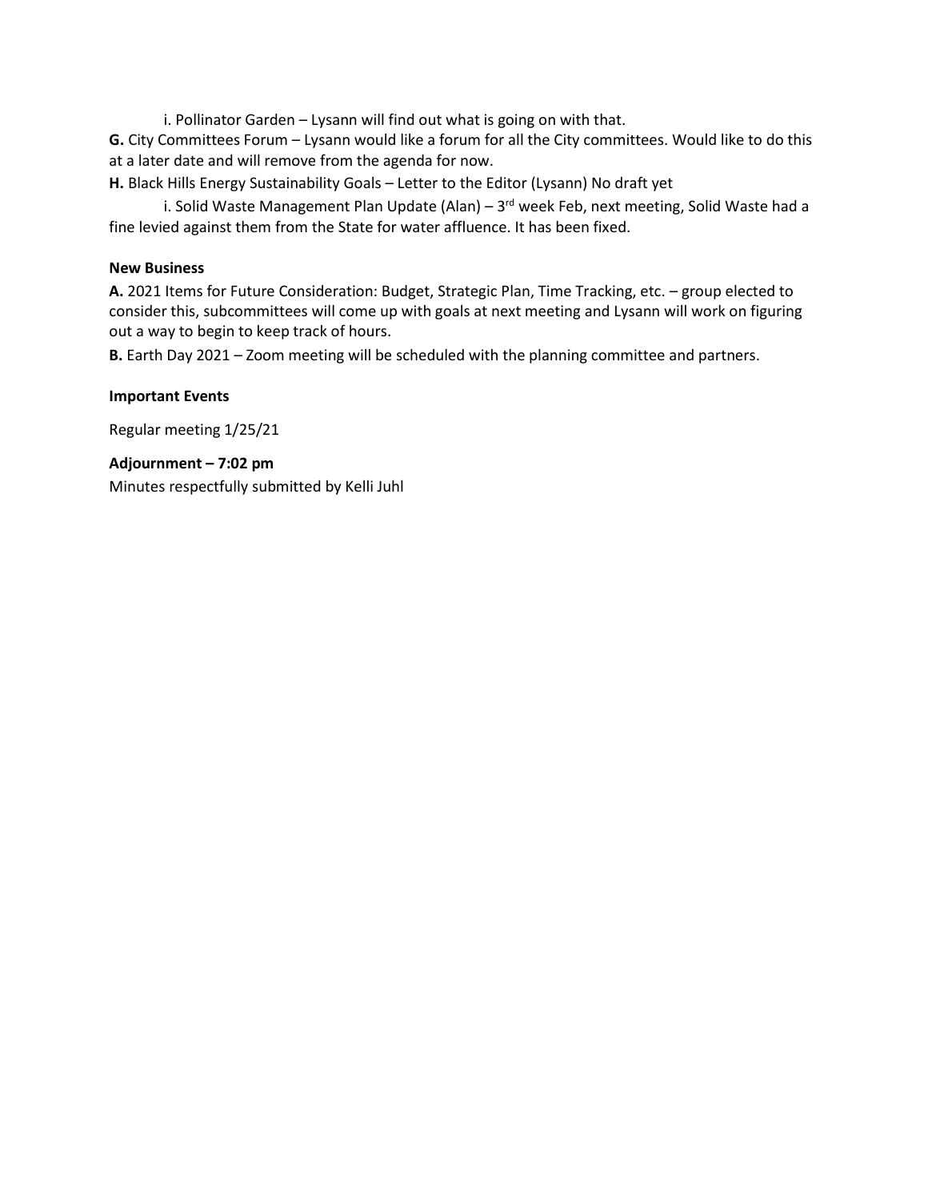i. Pollinator Garden – Lysann will find out what is going on with that.

**G.** City Committees Forum – Lysann would like a forum for all the City committees. Would like to do this at a later date and will remove from the agenda for now.

**H.** Black Hills Energy Sustainability Goals – Letter to the Editor (Lysann) No draft yet

i. Solid Waste Management Plan Update (Alan) – 3rd week Feb, next meeting, Solid Waste had a fine levied against them from the State for water affluence. It has been fixed.

**New Business**

**A.** 2021 Items for Future Consideration: Budget, Strategic Plan, Time Tracking, etc. – group elected to consider this, subcommittees will come up with goals at next meeting and Lysann will work on figuring out a way to begin to keep track of hours.

**B.** Earth Day 2021 – Zoom meeting will be scheduled with the planning committee and partners.

**Important Events**

Regular meeting 1/25/21

**Adjournment – 7:02 pm**

Minutes respectfully submitted by Kelli Juhl